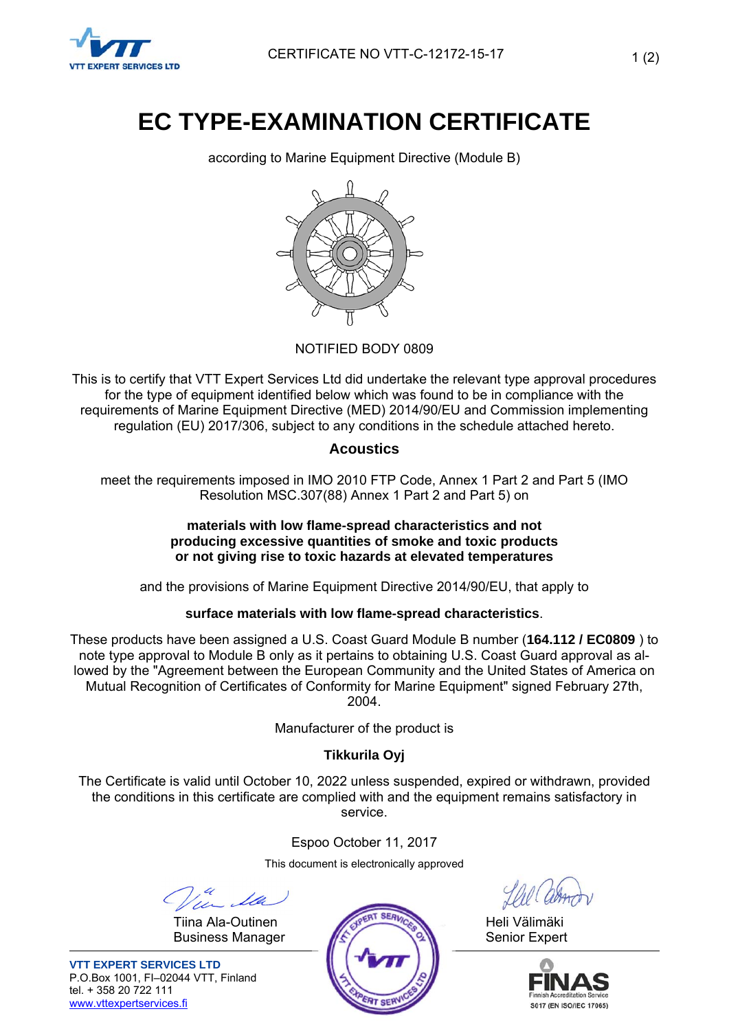CERTIFICATE NO VTT-C-12172-15-17

# EC TYPE-EXAMINATION CERTIFICATE

according to Marine Equipment Directive (Module B)

NOTIFIED BODY 0809

This is to certify that VTT Expert Services Ltd did undertake the relevant type approval procedures for the type of equipment identified below which was found to be in compliance with the requirements of Marine Equipment Directive (MED) 2014/90/EU and Commission implementing regulation (EU) 2017/306, subject to any conditions in the schedule attached hereto.

## Acoustics

meet the requirements imposed in IMO 2010 FTP Code, Annex 1 Part 2 and Part 5 (IMO Resolution MSC.307(88) Annex 1 Part 2 and Part 5) on

**materials with low flame-spread characteristics and not producing excessive quantities of smoke and toxic products or not giving rise to toxic hazards at elevated temperatures**

and the provisions of Marine Equipment Directive 2014/90/EU, that apply to

**surface materials with low flame-spread characteristics**.

These products have been assigned a U.S. Coast Guard Module B number (**164.112 / EC0809** ) to note type approval to Module B only as it pertains to obtaining U.S. Coast Guard approval as allowed by the "Agreement between the European Community and the United States of America on Mutual Recognition of Certificates of Conformity for Marine Equipment" signed February 27th, 2004.

Manufacturer of the product is

**Tikkurila Oyj**

The Certificate is valid until October 10, 2022 unless suspended, expired or withdrawn, provided the conditions in this certificate are complied with and the equipment remains satisfactory in service.

Espoo October 11, 2017

This document is electronically approved

Tiina Ala-Outinen
Business Manager

Heli Välimäki
Senior Expert

**VTT EXPERT SERVICES LTD**
P.O.Box 1001, FI–02044 VTT, Finland
tel. + 358 20 722 111
www.vttexpertservices.fi

FINAS Finnish Accreditation Service S017 (EN ISO/IEC 17065)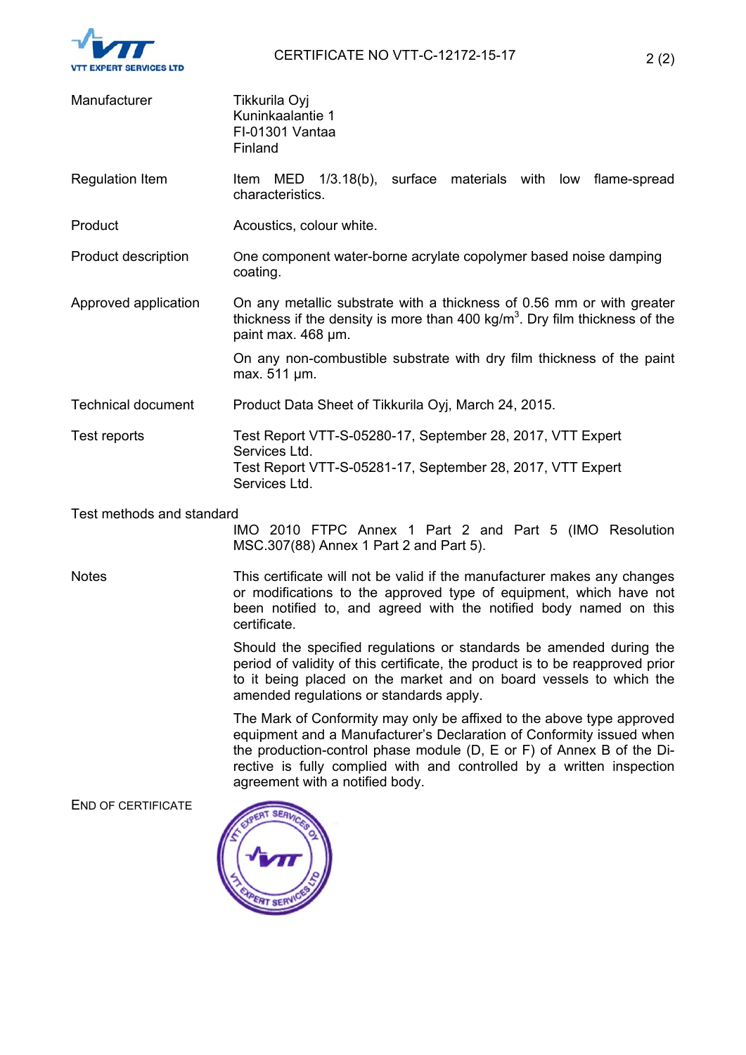CERTIFICATE NO VTT-C-12172-15-17

| | |
|---|---|
| Manufacturer | Tikkurila Oyj<br>Kuninkaalantie 1<br>FI-01301 Vantaa<br>Finland |
| Regulation Item | Item MED 1/3.18(b), surface materials with low flame-spread characteristics. |
| Product | Acoustics, colour white. |
| Product description | One component water-borne acrylate copolymer based noise damping coating. |
| Approved application | On any metallic substrate with a thickness of 0.56 mm or with greater thickness if the density is more than 400 kg/m$^3$. Dry film thickness of the paint max. 468 µm.<br><br>On any non-combustible substrate with dry film thickness of the paint max. 511 µm. |
| Technical document | Product Data Sheet of Tikkurila Oyj, March 24, 2015. |
| Test reports | Test Report VTT-S-05280-17, September 28, 2017, VTT Expert Services Ltd.<br>Test Report VTT-S-05281-17, September 28, 2017, VTT Expert Services Ltd. |
| Test methods and standard | IMO 2010 FTPC Annex 1 Part 2 and Part 5 (IMO Resolution MSC.307(88) Annex 1 Part 2 and Part 5). |
| Notes | This certificate will not be valid if the manufacturer makes any changes or modifications to the approved type of equipment, which have not been notified to, and agreed with the notified body named on this certificate.<br><br>Should the specified regulations or standards be amended during the period of validity of this certificate, the product is to be reapproved prior to it being placed on the market and on board vessels to which the amended regulations or standards apply.<br><br>The Mark of Conformity may only be affixed to the above type approved equipment and a Manufacturer's Declaration of Conformity issued when the production-control phase module (D, E or F) of Annex B of the Directive is fully complied with and controlled by a written inspection agreement with a notified body. |

END OF CERTIFICATE

VTT EXPERT SERVICES OY
VTT EXPERT SERVICES LTD